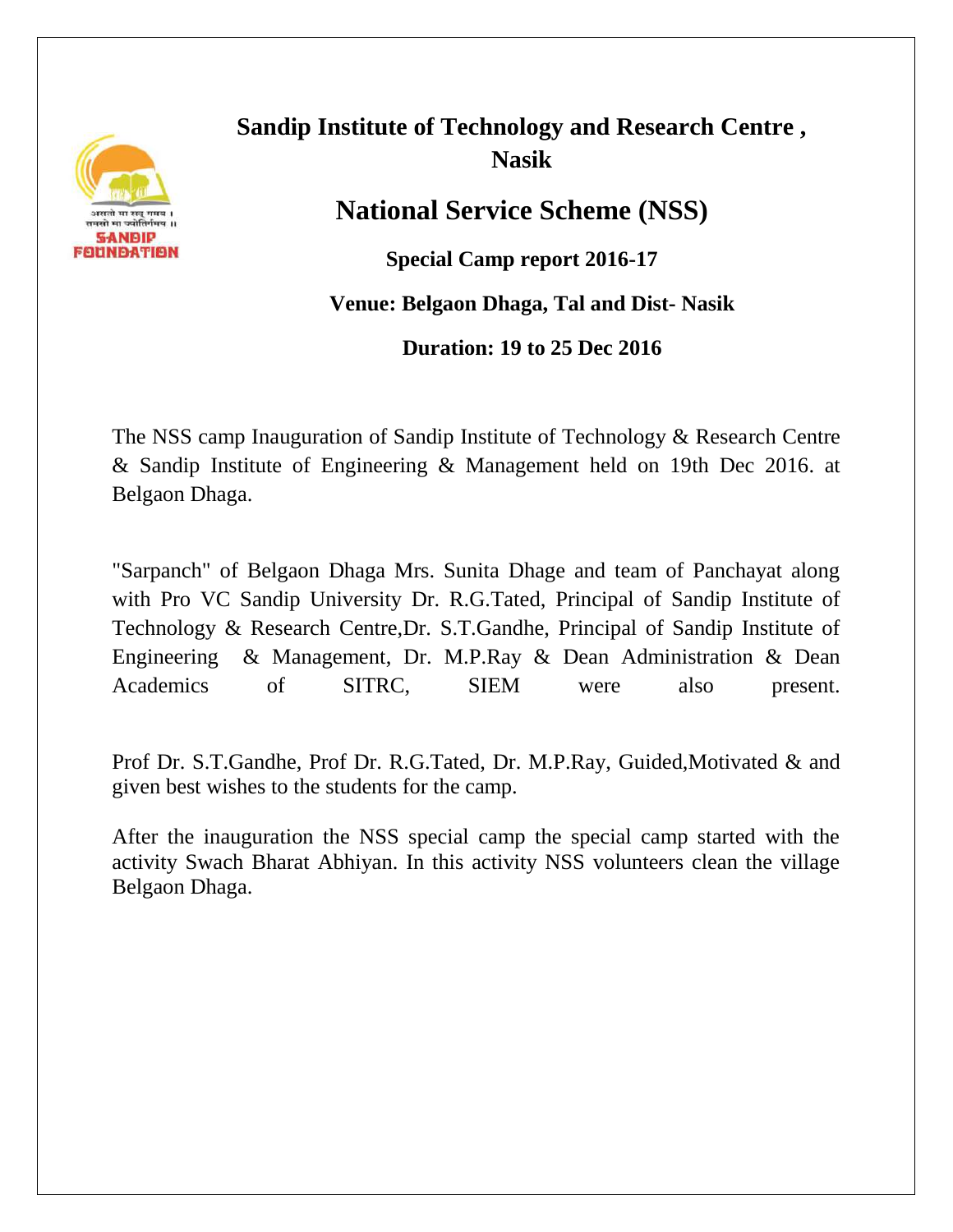# Sandip Institute of Technology and Research Centre , Nasik

## National Service Scheme (NSS)

**Special Camp report 2016-17**

**Venue: Belgaon Dhaga, Tal and Dist- Nasik**

**Duration: 19 to 25 Dec 2016**

The NSS camp Inauguration of Sandip Institute of Technology & Research Centre & Sandip Institute of Engineering & Management held on 19th Dec 2016. at Belgaon Dhaga.

"Sarpanch" of Belgaon Dhaga Mrs. Sunita Dhage and team of Panchayat along with Pro VC Sandip University Dr. R.G.Tated, Principal of Sandip Institute of Technology & Research Centre,Dr. S.T.Gandhe, Principal of Sandip Institute of Engineering & Management, Dr. M.P.Ray & Dean Administration & Dean Academics of SITRC, SIEM were also present.

Prof Dr. S.T.Gandhe, Prof Dr. R.G.Tated, Dr. M.P.Ray, Guided,Motivated & and given best wishes to the students for the camp.

After the inauguration the NSS special camp the special camp started with the activity Swach Bharat Abhiyan. In this activity NSS volunteers clean the village Belgaon Dhaga.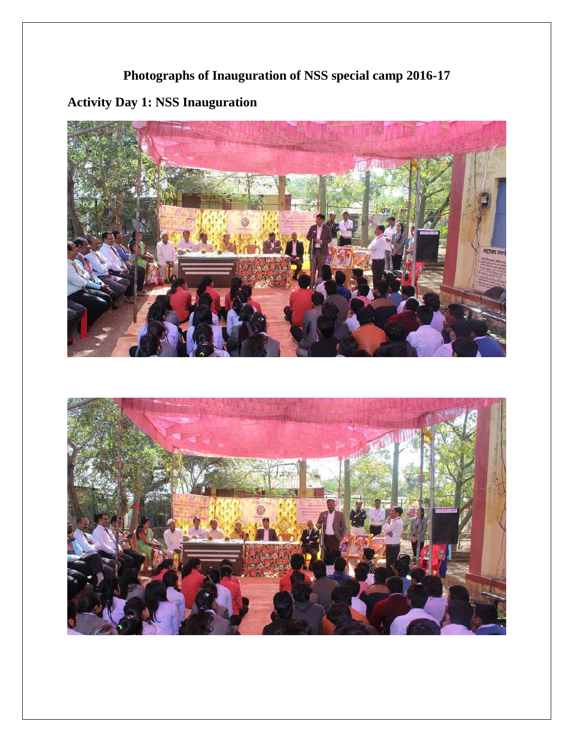# Photographs of Inauguration of NSS special camp 2016-17

## Activity Day 1: NSS Inauguration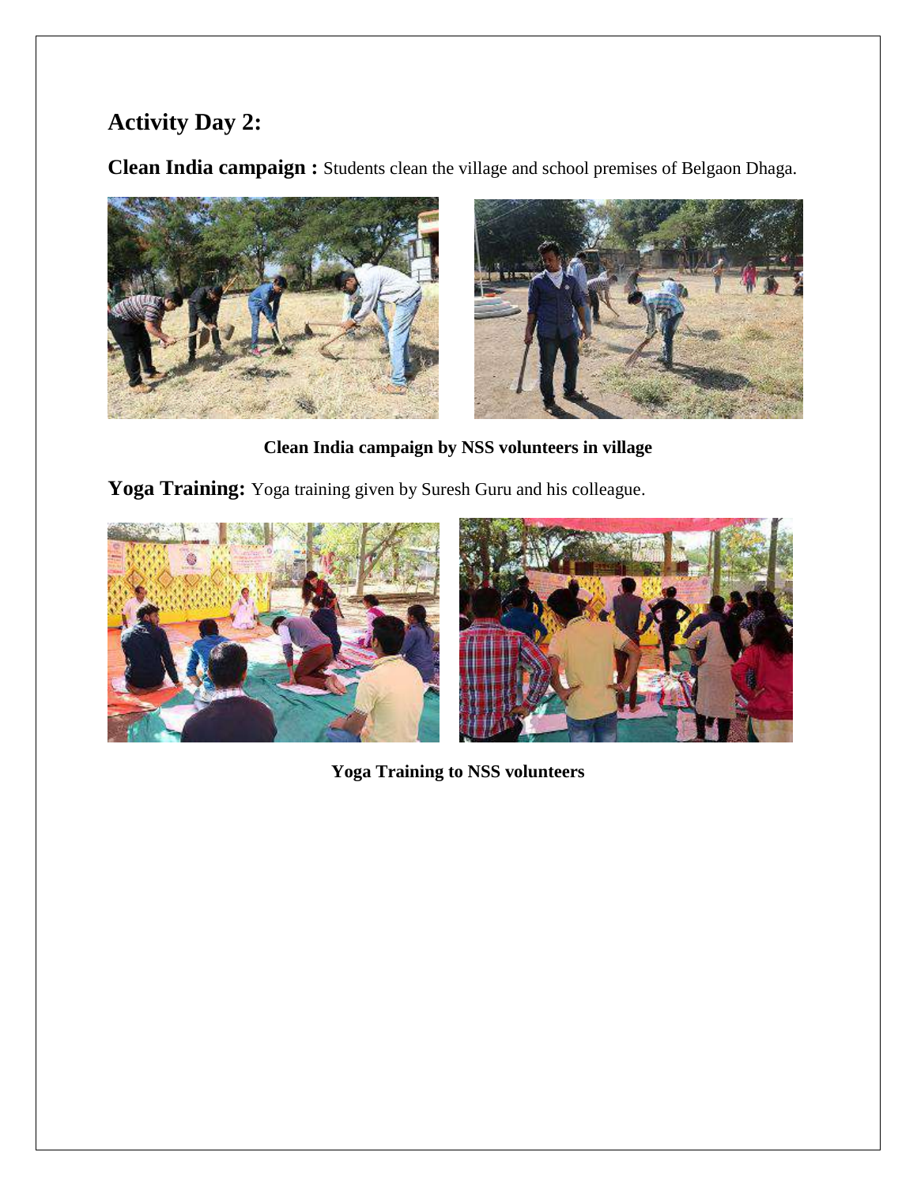## Activity Day 2:

**Clean India campaign :** Students clean the village and school premises of Belgaon Dhaga.

**Clean India campaign by NSS volunteers in village**

**Yoga Training:** Yoga training given by Suresh Guru and his colleague.

**Yoga Training to NSS volunteers**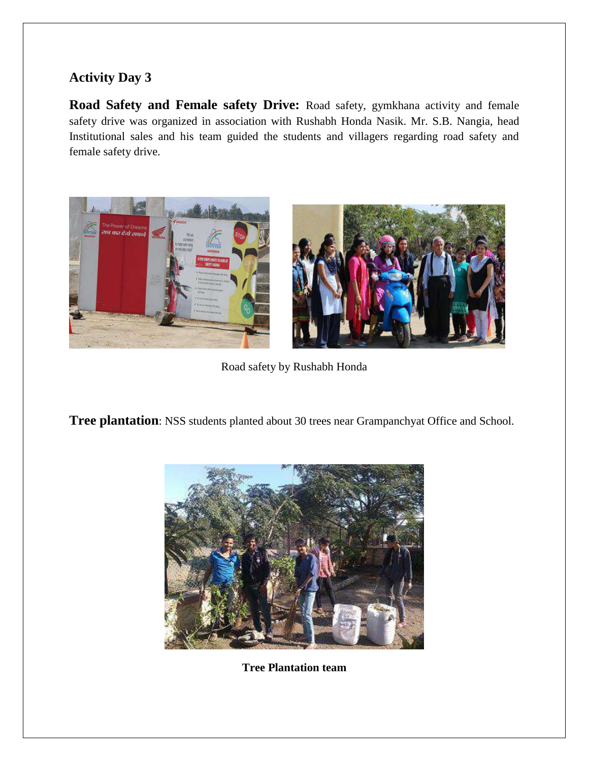## Activity Day 3

**Road Safety and Female safety Drive:** Road safety, gymkhana activity and female safety drive was organized in association with Rushabh Honda Nasik. Mr. S.B. Nangia, head Institutional sales and his team guided the students and villagers regarding road safety and female safety drive.

Road safety by Rushabh Honda

**Tree plantation**: NSS students planted about 30 trees near Grampanchyat Office and School.

**Tree Plantation team**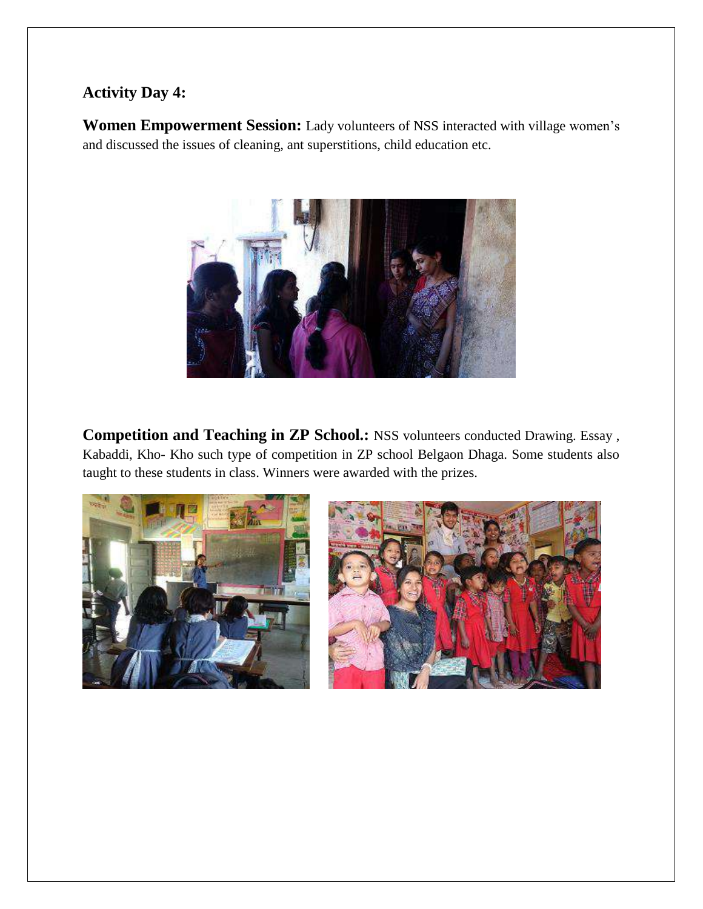## Activity Day 4:

**Women Empowerment Session:** Lady volunteers of NSS interacted with village women's and discussed the issues of cleaning, ant superstitions, child education etc.

**Competition and Teaching in ZP School.:** NSS volunteers conducted Drawing. Essay , Kabaddi, Kho- Kho such type of competition in ZP school Belgaon Dhaga. Some students also taught to these students in class. Winners were awarded with the prizes.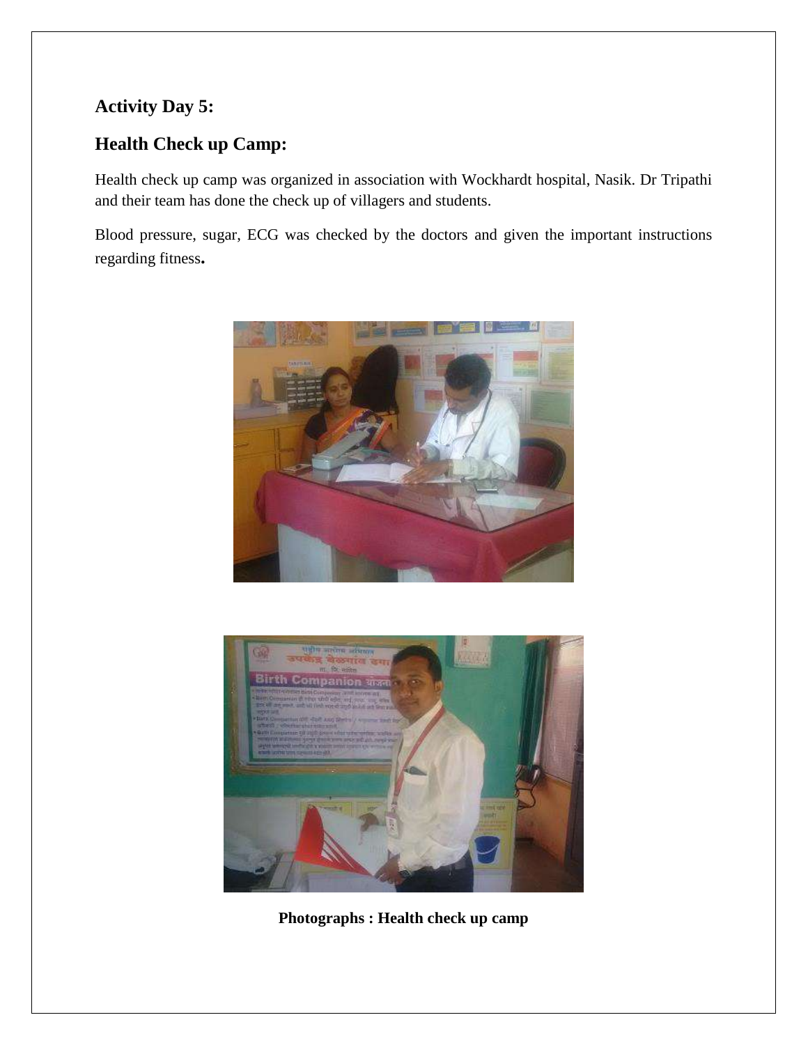## Activity Day 5:

## Health Check up Camp:

Health check up camp was organized in association with Wockhardt hospital, Nasik. Dr Tripathi and their team has done the check up of villagers and students.

Blood pressure, sugar, ECG was checked by the doctors and given the important instructions regarding fitness.

**Photographs : Health check up camp**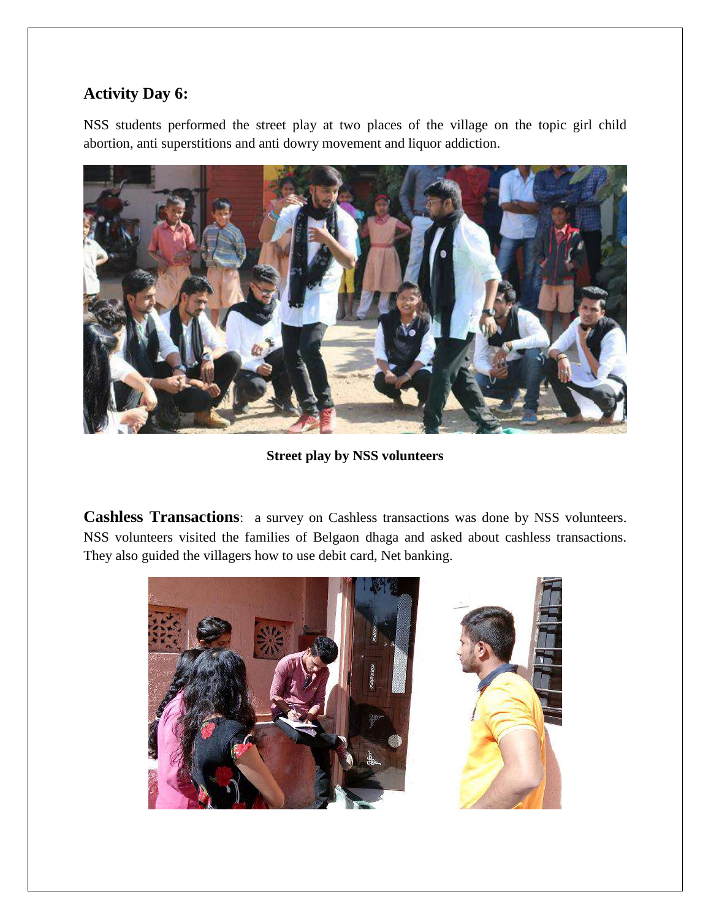## Activity Day 6:

NSS students performed the street play at two places of the village on the topic girl child abortion, anti superstitions and anti dowry movement and liquor addiction.

**Street play by NSS volunteers**

**Cashless Transactions**: a survey on Cashless transactions was done by NSS volunteers. NSS volunteers visited the families of Belgaon dhaga and asked about cashless transactions. They also guided the villagers how to use debit card, Net banking.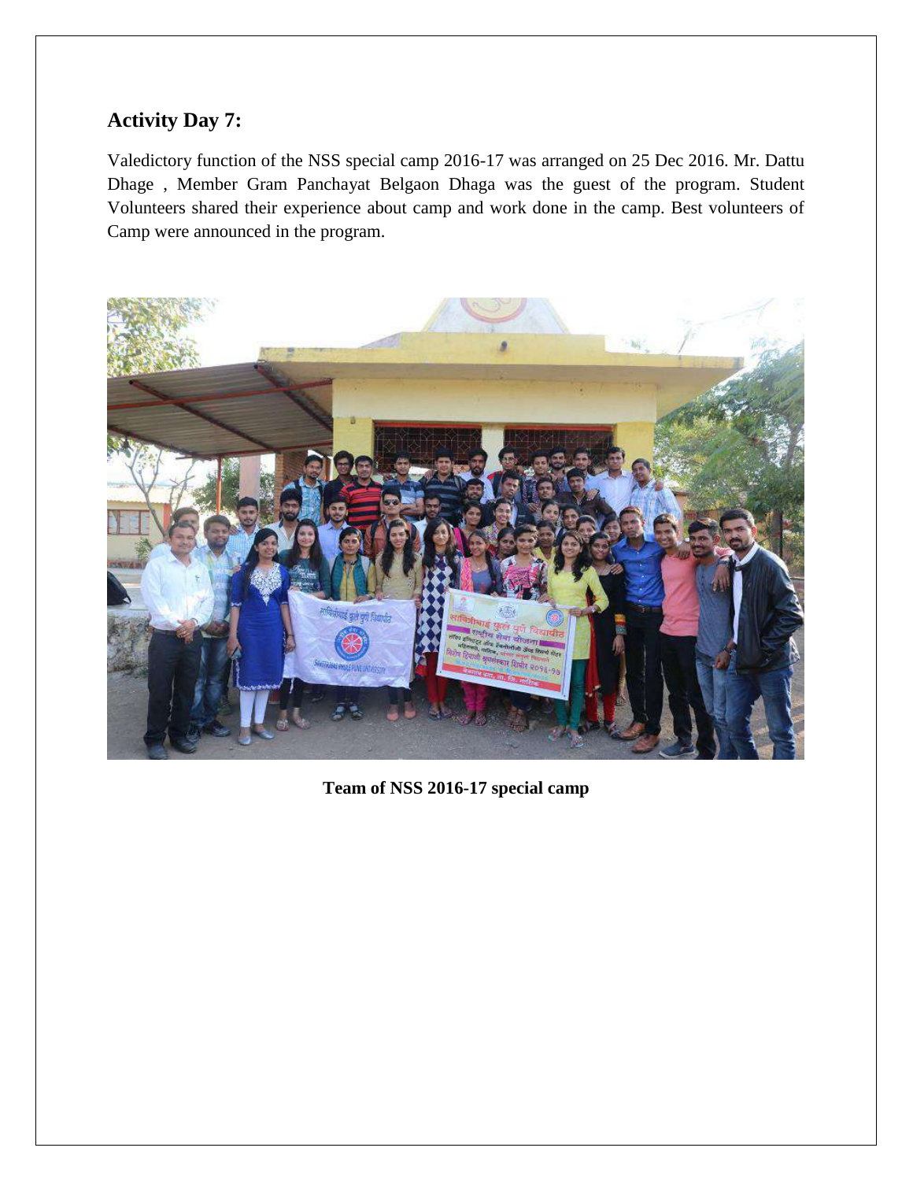## Activity Day 7:

Valedictory function of the NSS special camp 2016-17 was arranged on 25 Dec 2016. Mr. Dattu Dhage , Member Gram Panchayat Belgaon Dhaga was the guest of the program. Student Volunteers shared their experience about camp and work done in the camp. Best volunteers of Camp were announced in the program.

**Team of NSS 2016-17 special camp**